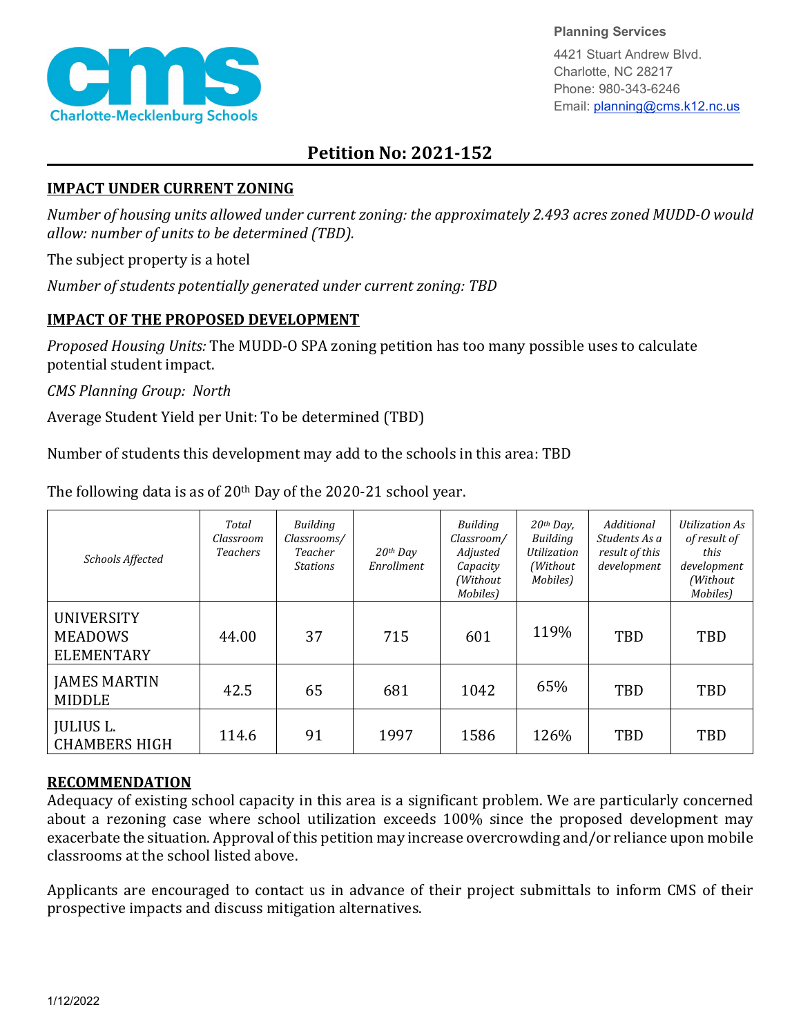Planning Services
4421 Stuart Andrew Blvd.
Charlotte, NC 28217
Phone: 980-343-6246
Email: planning@cms.k12.nc.us

# Petition No: 2021-152

## IMPACT UNDER CURRENT ZONING

*Number of housing units allowed under current zoning: the approximately 2.493 acres zoned MUDD-O would allow: number of units to be determined (TBD).*

The subject property is a hotel

*Number of students potentially generated under current zoning: TBD*

## IMPACT OF THE PROPOSED DEVELOPMENT

*Proposed Housing Units:* The MUDD-O SPA zoning petition has too many possible uses to calculate potential student impact.

*CMS Planning Group: North*

Average Student Yield per Unit: To be determined (TBD)

Number of students this development may add to the schools in this area: TBD

The following data is as of 20th Day of the 2020-21 school year.

| *Schools Affected* | *Total Classroom Teachers* | *Building Classrooms/ Teacher Stations* | *20th Day Enrollment* | *Building Classroom/ Adjusted Capacity (Without Mobiles)* | *20th Day, Building Utilization (Without Mobiles)* | *Additional Students As a result of this development* | *Utilization As of result of this development (Without Mobiles)* |
|---|---|---|---|---|---|---|---|
| UNIVERSITY MEADOWS ELEMENTARY | 44.00 | 37 | 715 | 601 | 119% | TBD | TBD |
| JAMES MARTIN MIDDLE | 42.5 | 65 | 681 | 1042 | 65% | TBD | TBD |
| JULIUS L. CHAMBERS HIGH | 114.6 | 91 | 1997 | 1586 | 126% | TBD | TBD |

## RECOMMENDATION

Adequacy of existing school capacity in this area is a significant problem. We are particularly concerned about a rezoning case where school utilization exceeds 100% since the proposed development may exacerbate the situation. Approval of this petition may increase overcrowding and/or reliance upon mobile classrooms at the school listed above.

Applicants are encouraged to contact us in advance of their project submittals to inform CMS of their prospective impacts and discuss mitigation alternatives.

1/12/2022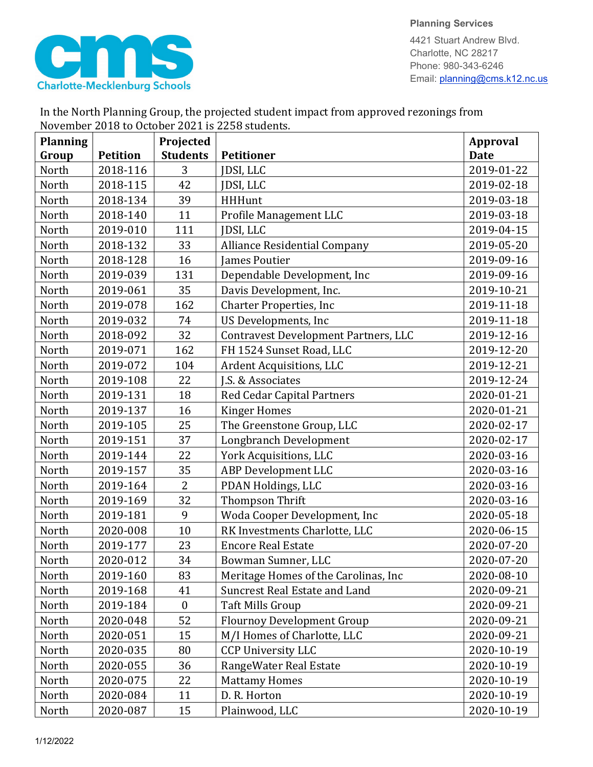Planning Services

4421 Stuart Andrew Blvd.
Charlotte, NC 28217
Phone: 980-343-6246
Email: planning@cms.k12.nc.us

In the North Planning Group, the projected student impact from approved rezonings from November 2018 to October 2021 is 2258 students.

| Planning Group | Petition | Projected Students | Petitioner | Approval Date |
|---|---|---|---|---|
| North | 2018-116 | 3 | JDSI, LLC | 2019-01-22 |
| North | 2018-115 | 42 | JDSI, LLC | 2019-02-18 |
| North | 2018-134 | 39 | HHHunt | 2019-03-18 |
| North | 2018-140 | 11 | Profile Management LLC | 2019-03-18 |
| North | 2019-010 | 111 | JDSI, LLC | 2019-04-15 |
| North | 2018-132 | 33 | Alliance Residential Company | 2019-05-20 |
| North | 2018-128 | 16 | James Poutier | 2019-09-16 |
| North | 2019-039 | 131 | Dependable Development, Inc | 2019-09-16 |
| North | 2019-061 | 35 | Davis Development, Inc. | 2019-10-21 |
| North | 2019-078 | 162 | Charter Properties, Inc | 2019-11-18 |
| North | 2019-032 | 74 | US Developments, Inc | 2019-11-18 |
| North | 2018-092 | 32 | Contravest Development Partners, LLC | 2019-12-16 |
| North | 2019-071 | 162 | FH 1524 Sunset Road, LLC | 2019-12-20 |
| North | 2019-072 | 104 | Ardent Acquisitions, LLC | 2019-12-21 |
| North | 2019-108 | 22 | J.S. & Associates | 2019-12-24 |
| North | 2019-131 | 18 | Red Cedar Capital Partners | 2020-01-21 |
| North | 2019-137 | 16 | Kinger Homes | 2020-01-21 |
| North | 2019-105 | 25 | The Greenstone Group, LLC | 2020-02-17 |
| North | 2019-151 | 37 | Longbranch Development | 2020-02-17 |
| North | 2019-144 | 22 | York Acquisitions, LLC | 2020-03-16 |
| North | 2019-157 | 35 | ABP Development LLC | 2020-03-16 |
| North | 2019-164 | 2 | PDAN Holdings, LLC | 2020-03-16 |
| North | 2019-169 | 32 | Thompson Thrift | 2020-03-16 |
| North | 2019-181 | 9 | Woda Cooper Development, Inc | 2020-05-18 |
| North | 2020-008 | 10 | RK Investments Charlotte, LLC | 2020-06-15 |
| North | 2019-177 | 23 | Encore Real Estate | 2020-07-20 |
| North | 2020-012 | 34 | Bowman Sumner, LLC | 2020-07-20 |
| North | 2019-160 | 83 | Meritage Homes of the Carolinas, Inc | 2020-08-10 |
| North | 2019-168 | 41 | Suncrest Real Estate and Land | 2020-09-21 |
| North | 2019-184 | 0 | Taft Mills Group | 2020-09-21 |
| North | 2020-048 | 52 | Flournoy Development Group | 2020-09-21 |
| North | 2020-051 | 15 | M/I Homes of Charlotte, LLC | 2020-09-21 |
| North | 2020-035 | 80 | CCP University LLC | 2020-10-19 |
| North | 2020-055 | 36 | RangeWater Real Estate | 2020-10-19 |
| North | 2020-075 | 22 | Mattamy Homes | 2020-10-19 |
| North | 2020-084 | 11 | D. R. Horton | 2020-10-19 |
| North | 2020-087 | 15 | Plainwood, LLC | 2020-10-19 |

1/12/2022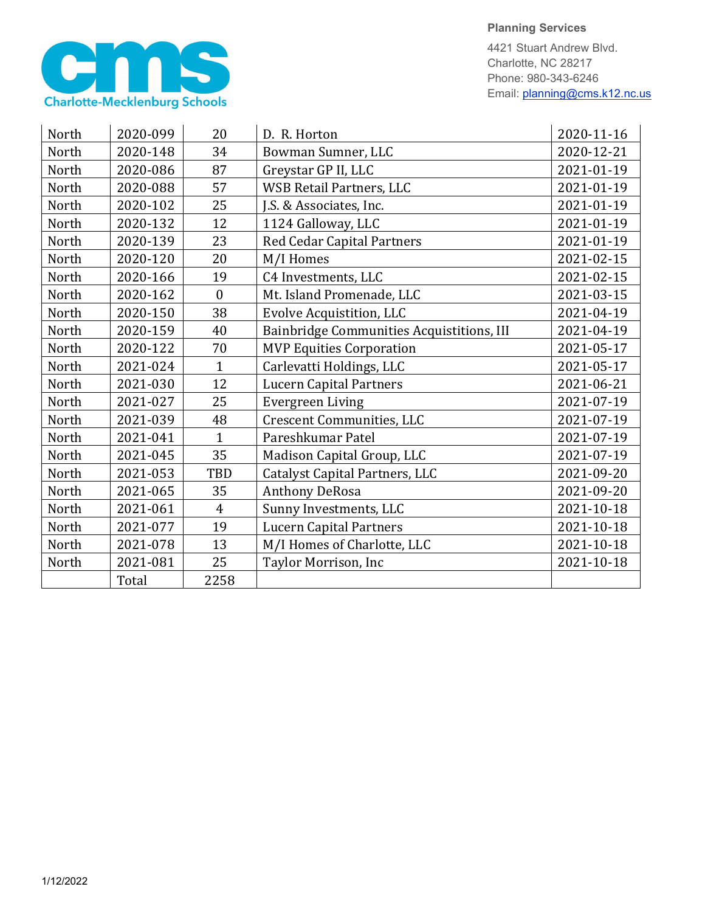Planning Services
4421 Stuart Andrew Blvd.
Charlotte, NC 28217
Phone: 980-343-6246
Email: planning@cms.k12.nc.us

| | | | | |
|---|---|---|---|---|
| North | 2020-099 | 20 | D. R. Horton | 2020-11-16 |
| North | 2020-148 | 34 | Bowman Sumner, LLC | 2020-12-21 |
| North | 2020-086 | 87 | Greystar GP II, LLC | 2021-01-19 |
| North | 2020-088 | 57 | WSB Retail Partners, LLC | 2021-01-19 |
| North | 2020-102 | 25 | J.S. & Associates, Inc. | 2021-01-19 |
| North | 2020-132 | 12 | 1124 Galloway, LLC | 2021-01-19 |
| North | 2020-139 | 23 | Red Cedar Capital Partners | 2021-01-19 |
| North | 2020-120 | 20 | M/I Homes | 2021-02-15 |
| North | 2020-166 | 19 | C4 Investments, LLC | 2021-02-15 |
| North | 2020-162 | 0 | Mt. Island Promenade, LLC | 2021-03-15 |
| North | 2020-150 | 38 | Evolve Acquistition, LLC | 2021-04-19 |
| North | 2020-159 | 40 | Bainbridge Communities Acquistitions, III | 2021-04-19 |
| North | 2020-122 | 70 | MVP Equities Corporation | 2021-05-17 |
| North | 2021-024 | 1 | Carlevatti Holdings, LLC | 2021-05-17 |
| North | 2021-030 | 12 | Lucern Capital Partners | 2021-06-21 |
| North | 2021-027 | 25 | Evergreen Living | 2021-07-19 |
| North | 2021-039 | 48 | Crescent Communities, LLC | 2021-07-19 |
| North | 2021-041 | 1 | Pareshkumar Patel | 2021-07-19 |
| North | 2021-045 | 35 | Madison Capital Group, LLC | 2021-07-19 |
| North | 2021-053 | TBD | Catalyst Capital Partners, LLC | 2021-09-20 |
| North | 2021-065 | 35 | Anthony DeRosa | 2021-09-20 |
| North | 2021-061 | 4 | Sunny Investments, LLC | 2021-10-18 |
| North | 2021-077 | 19 | Lucern Capital Partners | 2021-10-18 |
| North | 2021-078 | 13 | M/I Homes of Charlotte, LLC | 2021-10-18 |
| North | 2021-081 | 25 | Taylor Morrison, Inc | 2021-10-18 |
| | Total | 2258 | | |

1/12/2022